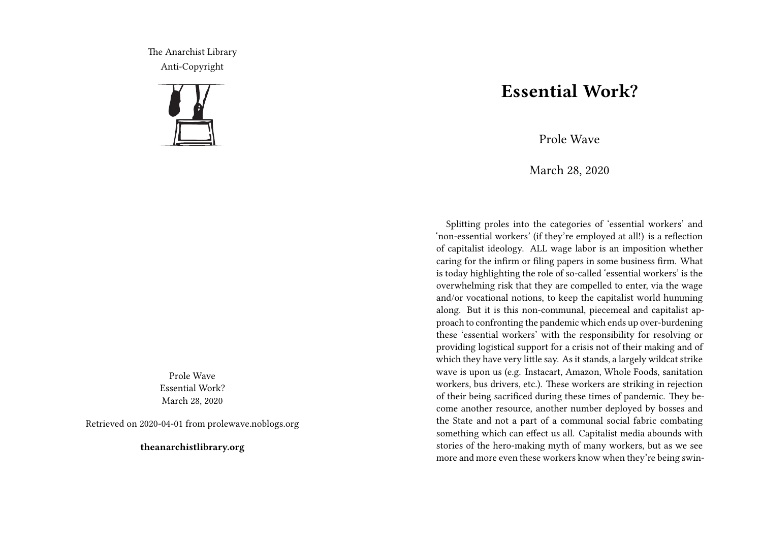The Anarchist Library
Anti-Copyright

Prole Wave
Essential Work?
March 28, 2020

Retrieved on 2020-04-01 from prolewave.noblogs.org

**theanarchistlibrary.org**

# Essential Work?

Prole Wave

March 28, 2020

Splitting proles into the categories of 'essential workers' and 'non-essential workers' (if they're employed at all!) is a reflection of capitalist ideology. ALL wage labor is an imposition whether caring for the infirm or filing papers in some business firm. What is today highlighting the role of so-called 'essential workers' is the overwhelming risk that they are compelled to enter, via the wage and/or vocational notions, to keep the capitalist world humming along. But it is this non-communal, piecemeal and capitalist approach to confronting the pandemic which ends up over-burdening these 'essential workers' with the responsibility for resolving or providing logistical support for a crisis not of their making and of which they have very little say. As it stands, a largely wildcat strike wave is upon us (e.g. Instacart, Amazon, Whole Foods, sanitation workers, bus drivers, etc.). These workers are striking in rejection of their being sacrificed during these times of pandemic. They become another resource, another number deployed by bosses and the State and not a part of a communal social fabric combating something which can effect us all. Capitalist media abounds with stories of the hero-making myth of many workers, but as we see more and more even these workers know when they're being swin-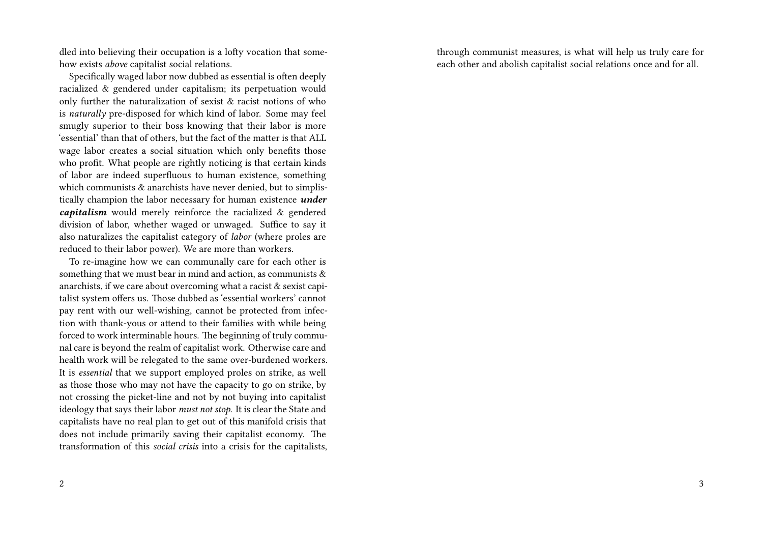dled into believing their occupation is a lofty vocation that somehow exists *above* capitalist social relations.

Specifically waged labor now dubbed as essential is often deeply racialized & gendered under capitalism; its perpetuation would only further the naturalization of sexist & racist notions of who is *naturally* pre-disposed for which kind of labor. Some may feel smugly superior to their boss knowing that their labor is more 'essential' than that of others, but the fact of the matter is that ALL wage labor creates a social situation which only benefits those who profit. What people are rightly noticing is that certain kinds of labor are indeed superfluous to human existence, something which communists & anarchists have never denied, but to simplistically champion the labor necessary for human existence ***under capitalism*** would merely reinforce the racialized & gendered division of labor, whether waged or unwaged. Suffice to say it also naturalizes the capitalist category of *labor* (where proles are reduced to their labor power). We are more than workers.

To re-imagine how we can communally care for each other is something that we must bear in mind and action, as communists & anarchists, if we care about overcoming what a racist & sexist capitalist system offers us. Those dubbed as 'essential workers' cannot pay rent with our well-wishing, cannot be protected from infection with thank-yous or attend to their families with while being forced to work interminable hours. The beginning of truly communal care is beyond the realm of capitalist work. Otherwise care and health work will be relegated to the same over-burdened workers. It is *essential* that we support employed proles on strike, as well as those those who may not have the capacity to go on strike, by not crossing the picket-line and not by not buying into capitalist ideology that says their labor *must not stop*. It is clear the State and capitalists have no real plan to get out of this manifold crisis that does not include primarily saving their capitalist economy. The transformation of this *social crisis* into a crisis for the capitalists, through communist measures, is what will help us truly care for each other and abolish capitalist social relations once and for all.